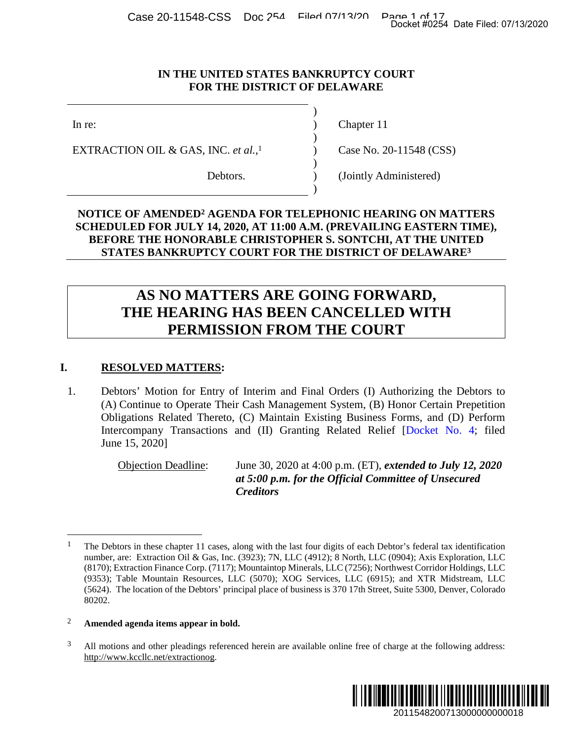**IN THE UNITED STATES BANKRUPTCY COURT**
**FOR THE DISTRICT OF DELAWARE**

| | | |
|---|---|---|
| In re: | ) | Chapter 11 |
| EXTRACTION OIL & GAS, INC. *et al.*,[1] | ) | Case No. 20-11548 (CSS) |
| Debtors. | ) | (Jointly Administered) |

**NOTICE OF AMENDED[2] AGENDA FOR TELEPHONIC HEARING ON MATTERS SCHEDULED FOR JULY 14, 2020, AT 11:00 A.M. (PREVAILING EASTERN TIME), BEFORE THE HONORABLE CHRISTOPHER S. SONTCHI, AT THE UNITED STATES BANKRUPTCY COURT FOR THE DISTRICT OF DELAWARE[3]**

**AS NO MATTERS ARE GOING FORWARD, THE HEARING HAS BEEN CANCELLED WITH PERMISSION FROM THE COURT**

## I. RESOLVED MATTERS:

1. Debtors' Motion for Entry of Interim and Final Orders (I) Authorizing the Debtors to (A) Continue to Operate Their Cash Management System, (B) Honor Certain Prepetition Obligations Related Thereto, (C) Maintain Existing Business Forms, and (D) Perform Intercompany Transactions and (II) Granting Related Relief [Docket No. 4; filed June 15, 2020]

   Objection Deadline: June 30, 2020 at 4:00 p.m. (ET), ***extended to July 12, 2020 at 5:00 p.m. for the Official Committee of Unsecured Creditors***

---

[1] The Debtors in these chapter 11 cases, along with the last four digits of each Debtor's federal tax identification number, are: Extraction Oil & Gas, Inc. (3923); 7N, LLC (4912); 8 North, LLC (0904); Axis Exploration, LLC (8170); Extraction Finance Corp. (7117); Mountaintop Minerals, LLC (7256); Northwest Corridor Holdings, LLC (9353); Table Mountain Resources, LLC (5070); XOG Services, LLC (6915); and XTR Midstream, LLC (5624). The location of the Debtors' principal place of business is 370 17th Street, Suite 5300, Denver, Colorado 80202.

[2] **Amended agenda items appear in bold.**

[3] All motions and other pleadings referenced herein are available online free of charge at the following address: http://www.kccllc.net/extractionog.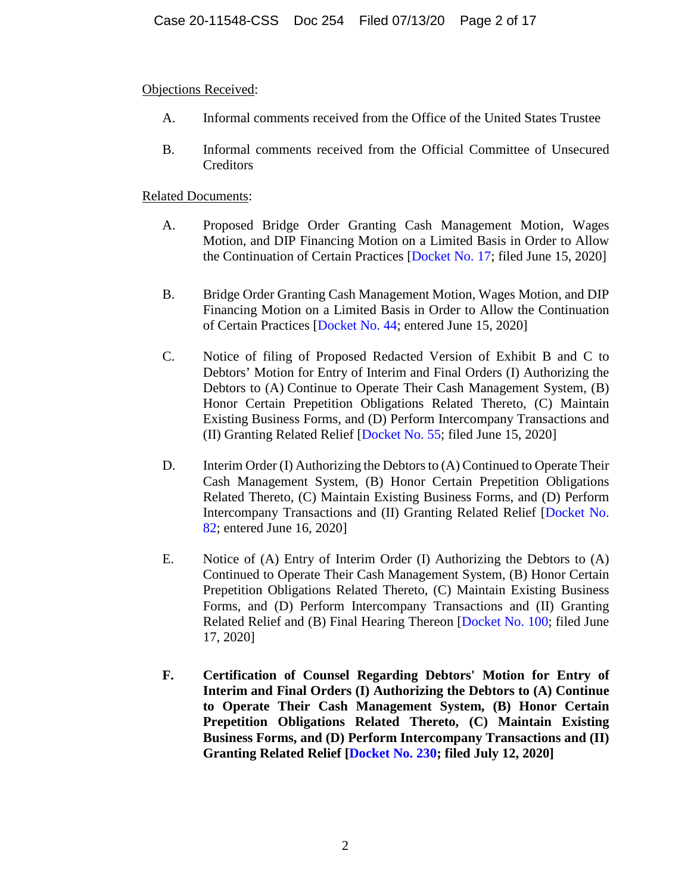Objections Received:

A. Informal comments received from the Office of the United States Trustee

B. Informal comments received from the Official Committee of Unsecured Creditors

Related Documents:

A. Proposed Bridge Order Granting Cash Management Motion, Wages Motion, and DIP Financing Motion on a Limited Basis in Order to Allow the Continuation of Certain Practices [Docket No. 17; filed June 15, 2020]

B. Bridge Order Granting Cash Management Motion, Wages Motion, and DIP Financing Motion on a Limited Basis in Order to Allow the Continuation of Certain Practices [Docket No. 44; entered June 15, 2020]

C. Notice of filing of Proposed Redacted Version of Exhibit B and C to Debtors' Motion for Entry of Interim and Final Orders (I) Authorizing the Debtors to (A) Continue to Operate Their Cash Management System, (B) Honor Certain Prepetition Obligations Related Thereto, (C) Maintain Existing Business Forms, and (D) Perform Intercompany Transactions and (II) Granting Related Relief [Docket No. 55; filed June 15, 2020]

D. Interim Order (I) Authorizing the Debtors to (A) Continued to Operate Their Cash Management System, (B) Honor Certain Prepetition Obligations Related Thereto, (C) Maintain Existing Business Forms, and (D) Perform Intercompany Transactions and (II) Granting Related Relief [Docket No. 82; entered June 16, 2020]

E. Notice of (A) Entry of Interim Order (I) Authorizing the Debtors to (A) Continued to Operate Their Cash Management System, (B) Honor Certain Prepetition Obligations Related Thereto, (C) Maintain Existing Business Forms, and (D) Perform Intercompany Transactions and (II) Granting Related Relief and (B) Final Hearing Thereon [Docket No. 100; filed June 17, 2020]

**F. Certification of Counsel Regarding Debtors' Motion for Entry of Interim and Final Orders (I) Authorizing the Debtors to (A) Continue to Operate Their Cash Management System, (B) Honor Certain Prepetition Obligations Related Thereto, (C) Maintain Existing Business Forms, and (D) Perform Intercompany Transactions and (II) Granting Related Relief [Docket No. 230; filed July 12, 2020]**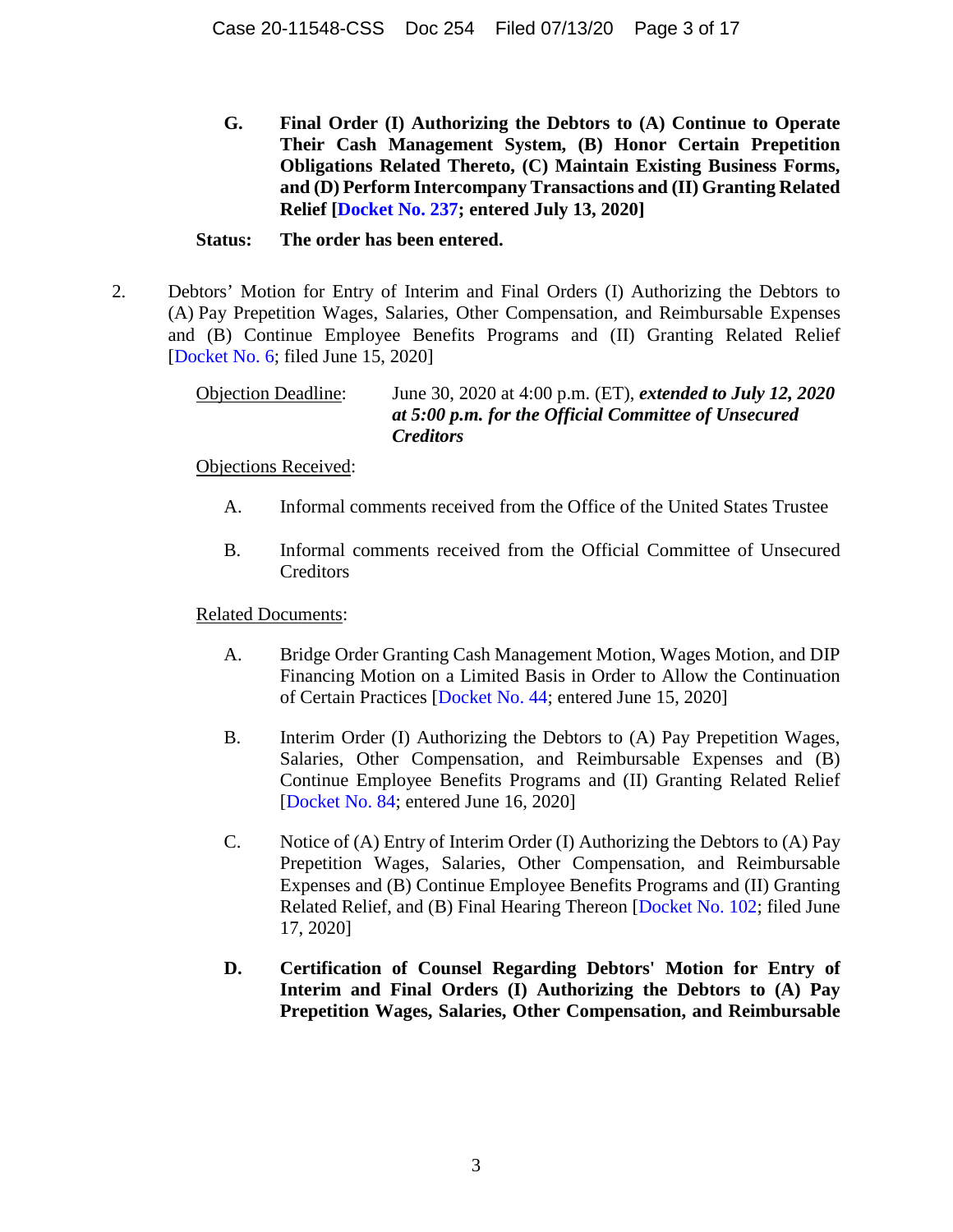G. **Final Order (I) Authorizing the Debtors to (A) Continue to Operate Their Cash Management System, (B) Honor Certain Prepetition Obligations Related Thereto, (C) Maintain Existing Business Forms, and (D) Perform Intercompany Transactions and (II) Granting Related Relief [Docket No. 237; entered July 13, 2020]**

**Status: The order has been entered.**

2. Debtors' Motion for Entry of Interim and Final Orders (I) Authorizing the Debtors to (A) Pay Prepetition Wages, Salaries, Other Compensation, and Reimbursable Expenses and (B) Continue Employee Benefits Programs and (II) Granting Related Relief [Docket No. 6; filed June 15, 2020]

Objection Deadline: June 30, 2020 at 4:00 p.m. (ET), ***extended to July 12, 2020 at 5:00 p.m. for the Official Committee of Unsecured Creditors***

Objections Received:

A. Informal comments received from the Office of the United States Trustee

B. Informal comments received from the Official Committee of Unsecured Creditors

Related Documents:

A. Bridge Order Granting Cash Management Motion, Wages Motion, and DIP Financing Motion on a Limited Basis in Order to Allow the Continuation of Certain Practices [Docket No. 44; entered June 15, 2020]

B. Interim Order (I) Authorizing the Debtors to (A) Pay Prepetition Wages, Salaries, Other Compensation, and Reimbursable Expenses and (B) Continue Employee Benefits Programs and (II) Granting Related Relief [Docket No. 84; entered June 16, 2020]

C. Notice of (A) Entry of Interim Order (I) Authorizing the Debtors to (A) Pay Prepetition Wages, Salaries, Other Compensation, and Reimbursable Expenses and (B) Continue Employee Benefits Programs and (II) Granting Related Relief, and (B) Final Hearing Thereon [Docket No. 102; filed June 17, 2020]

D. **Certification of Counsel Regarding Debtors' Motion for Entry of Interim and Final Orders (I) Authorizing the Debtors to (A) Pay Prepetition Wages, Salaries, Other Compensation, and Reimbursable**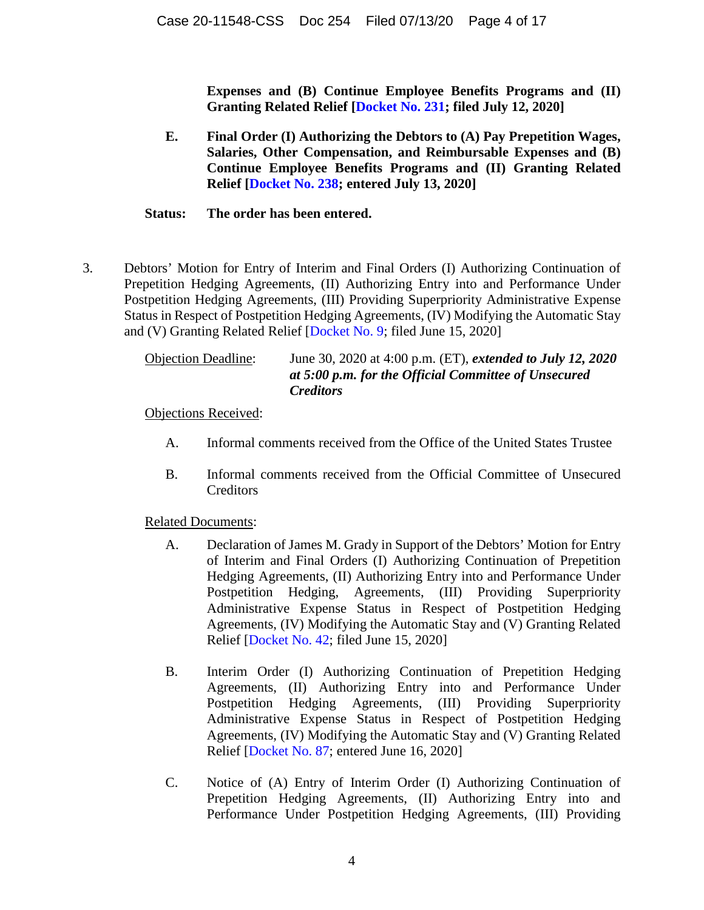**Expenses and (B) Continue Employee Benefits Programs and (II) Granting Related Relief [Docket No. 231; filed July 12, 2020]**

**E. Final Order (I) Authorizing the Debtors to (A) Pay Prepetition Wages, Salaries, Other Compensation, and Reimbursable Expenses and (B) Continue Employee Benefits Programs and (II) Granting Related Relief [Docket No. 238; entered July 13, 2020]**

**Status: The order has been entered.**

3. Debtors' Motion for Entry of Interim and Final Orders (I) Authorizing Continuation of Prepetition Hedging Agreements, (II) Authorizing Entry into and Performance Under Postpetition Hedging Agreements, (III) Providing Superpriority Administrative Expense Status in Respect of Postpetition Hedging Agreements, (IV) Modifying the Automatic Stay and (V) Granting Related Relief [Docket No. 9; filed June 15, 2020]

Objection Deadline: June 30, 2020 at 4:00 p.m. (ET), ***extended to July 12, 2020 at 5:00 p.m. for the Official Committee of Unsecured Creditors***

Objections Received:

A. Informal comments received from the Office of the United States Trustee

B. Informal comments received from the Official Committee of Unsecured Creditors

Related Documents:

A. Declaration of James M. Grady in Support of the Debtors' Motion for Entry of Interim and Final Orders (I) Authorizing Continuation of Prepetition Hedging Agreements, (II) Authorizing Entry into and Performance Under Postpetition Hedging, Agreements, (III) Providing Superpriority Administrative Expense Status in Respect of Postpetition Hedging Agreements, (IV) Modifying the Automatic Stay and (V) Granting Related Relief [Docket No. 42; filed June 15, 2020]

B. Interim Order (I) Authorizing Continuation of Prepetition Hedging Agreements, (II) Authorizing Entry into and Performance Under Postpetition Hedging Agreements, (III) Providing Superpriority Administrative Expense Status in Respect of Postpetition Hedging Agreements, (IV) Modifying the Automatic Stay and (V) Granting Related Relief [Docket No. 87; entered June 16, 2020]

C. Notice of (A) Entry of Interim Order (I) Authorizing Continuation of Prepetition Hedging Agreements, (II) Authorizing Entry into and Performance Under Postpetition Hedging Agreements, (III) Providing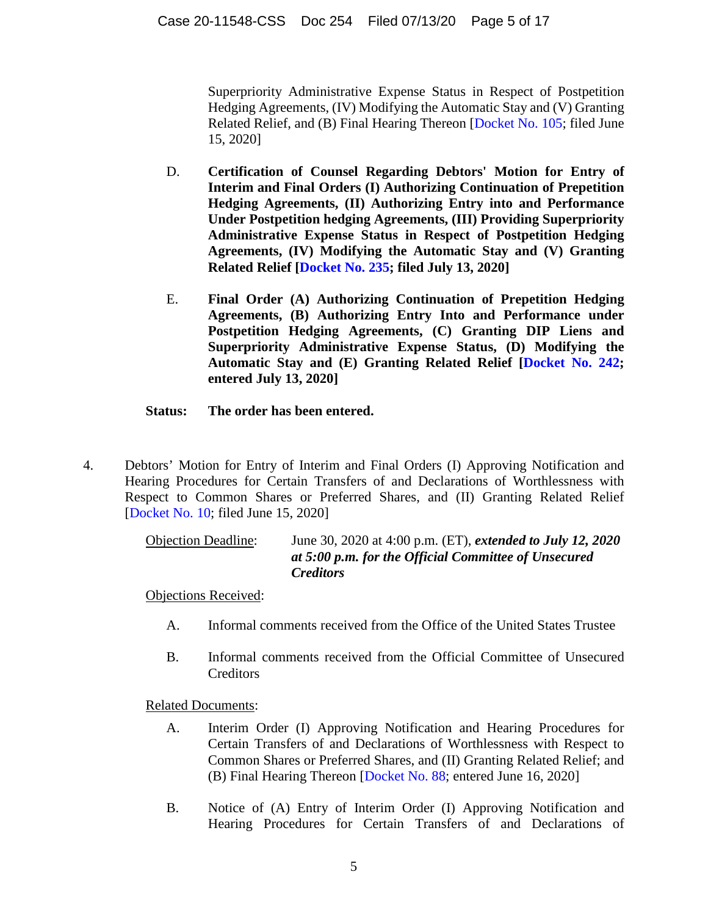Superpriority Administrative Expense Status in Respect of Postpetition Hedging Agreements, (IV) Modifying the Automatic Stay and (V) Granting Related Relief, and (B) Final Hearing Thereon [Docket No. 105; filed June 15, 2020]

D. **Certification of Counsel Regarding Debtors' Motion for Entry of Interim and Final Orders (I) Authorizing Continuation of Prepetition Hedging Agreements, (II) Authorizing Entry into and Performance Under Postpetition hedging Agreements, (III) Providing Superpriority Administrative Expense Status in Respect of Postpetition Hedging Agreements, (IV) Modifying the Automatic Stay and (V) Granting Related Relief [Docket No. 235; filed July 13, 2020]**

E. **Final Order (A) Authorizing Continuation of Prepetition Hedging Agreements, (B) Authorizing Entry Into and Performance under Postpetition Hedging Agreements, (C) Granting DIP Liens and Superpriority Administrative Expense Status, (D) Modifying the Automatic Stay and (E) Granting Related Relief [Docket No. 242; entered July 13, 2020]**

**Status: The order has been entered.**

4. Debtors' Motion for Entry of Interim and Final Orders (I) Approving Notification and Hearing Procedures for Certain Transfers of and Declarations of Worthlessness with Respect to Common Shares or Preferred Shares, and (II) Granting Related Relief [Docket No. 10; filed June 15, 2020]

Objection Deadline: June 30, 2020 at 4:00 p.m. (ET), ***extended to July 12, 2020 at 5:00 p.m. for the Official Committee of Unsecured Creditors***

Objections Received:

A. Informal comments received from the Office of the United States Trustee

B. Informal comments received from the Official Committee of Unsecured Creditors

Related Documents:

A. Interim Order (I) Approving Notification and Hearing Procedures for Certain Transfers of and Declarations of Worthlessness with Respect to Common Shares or Preferred Shares, and (II) Granting Related Relief; and (B) Final Hearing Thereon [Docket No. 88; entered June 16, 2020]

B. Notice of (A) Entry of Interim Order (I) Approving Notification and Hearing Procedures for Certain Transfers of and Declarations of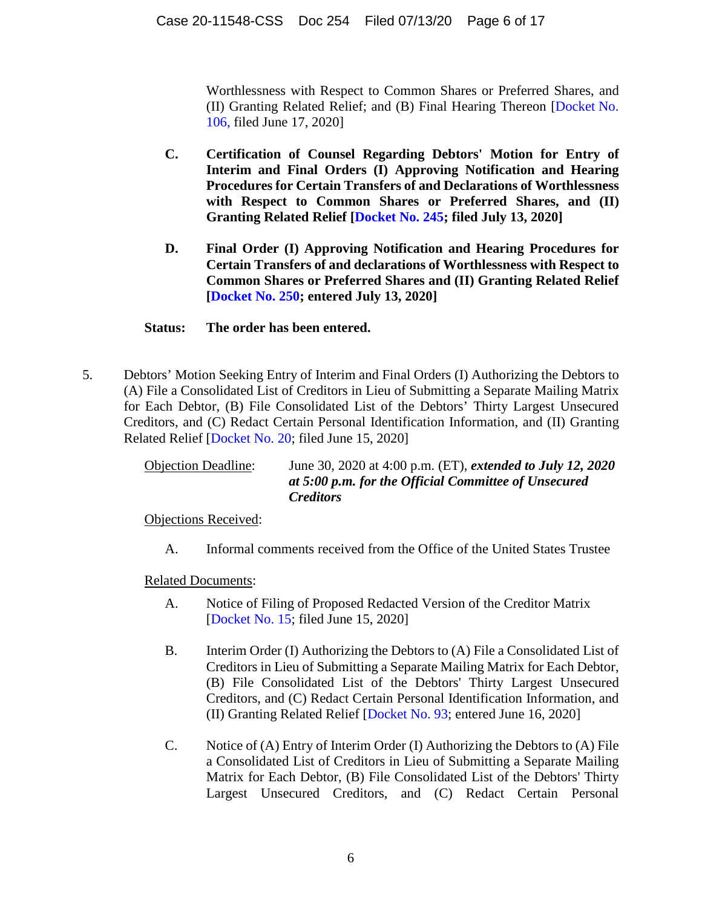Worthlessness with Respect to Common Shares or Preferred Shares, and (II) Granting Related Relief; and (B) Final Hearing Thereon [Docket No. 106, filed June 17, 2020]

**C. Certification of Counsel Regarding Debtors' Motion for Entry of Interim and Final Orders (I) Approving Notification and Hearing Procedures for Certain Transfers of and Declarations of Worthlessness with Respect to Common Shares or Preferred Shares, and (II) Granting Related Relief [Docket No. 245; filed July 13, 2020]**

**D. Final Order (I) Approving Notification and Hearing Procedures for Certain Transfers of and declarations of Worthlessness with Respect to Common Shares or Preferred Shares and (II) Granting Related Relief [Docket No. 250; entered July 13, 2020]**

**Status: The order has been entered.**

5. Debtors' Motion Seeking Entry of Interim and Final Orders (I) Authorizing the Debtors to (A) File a Consolidated List of Creditors in Lieu of Submitting a Separate Mailing Matrix for Each Debtor, (B) File Consolidated List of the Debtors' Thirty Largest Unsecured Creditors, and (C) Redact Certain Personal Identification Information, and (II) Granting Related Relief [Docket No. 20; filed June 15, 2020]

Objection Deadline: June 30, 2020 at 4:00 p.m. (ET), ***extended to July 12, 2020 at 5:00 p.m. for the Official Committee of Unsecured Creditors***

Objections Received:

A. Informal comments received from the Office of the United States Trustee

Related Documents:

A. Notice of Filing of Proposed Redacted Version of the Creditor Matrix [Docket No. 15; filed June 15, 2020]

B. Interim Order (I) Authorizing the Debtors to (A) File a Consolidated List of Creditors in Lieu of Submitting a Separate Mailing Matrix for Each Debtor, (B) File Consolidated List of the Debtors' Thirty Largest Unsecured Creditors, and (C) Redact Certain Personal Identification Information, and (II) Granting Related Relief [Docket No. 93; entered June 16, 2020]

C. Notice of (A) Entry of Interim Order (I) Authorizing the Debtors to (A) File a Consolidated List of Creditors in Lieu of Submitting a Separate Mailing Matrix for Each Debtor, (B) File Consolidated List of the Debtors' Thirty Largest Unsecured Creditors, and (C) Redact Certain Personal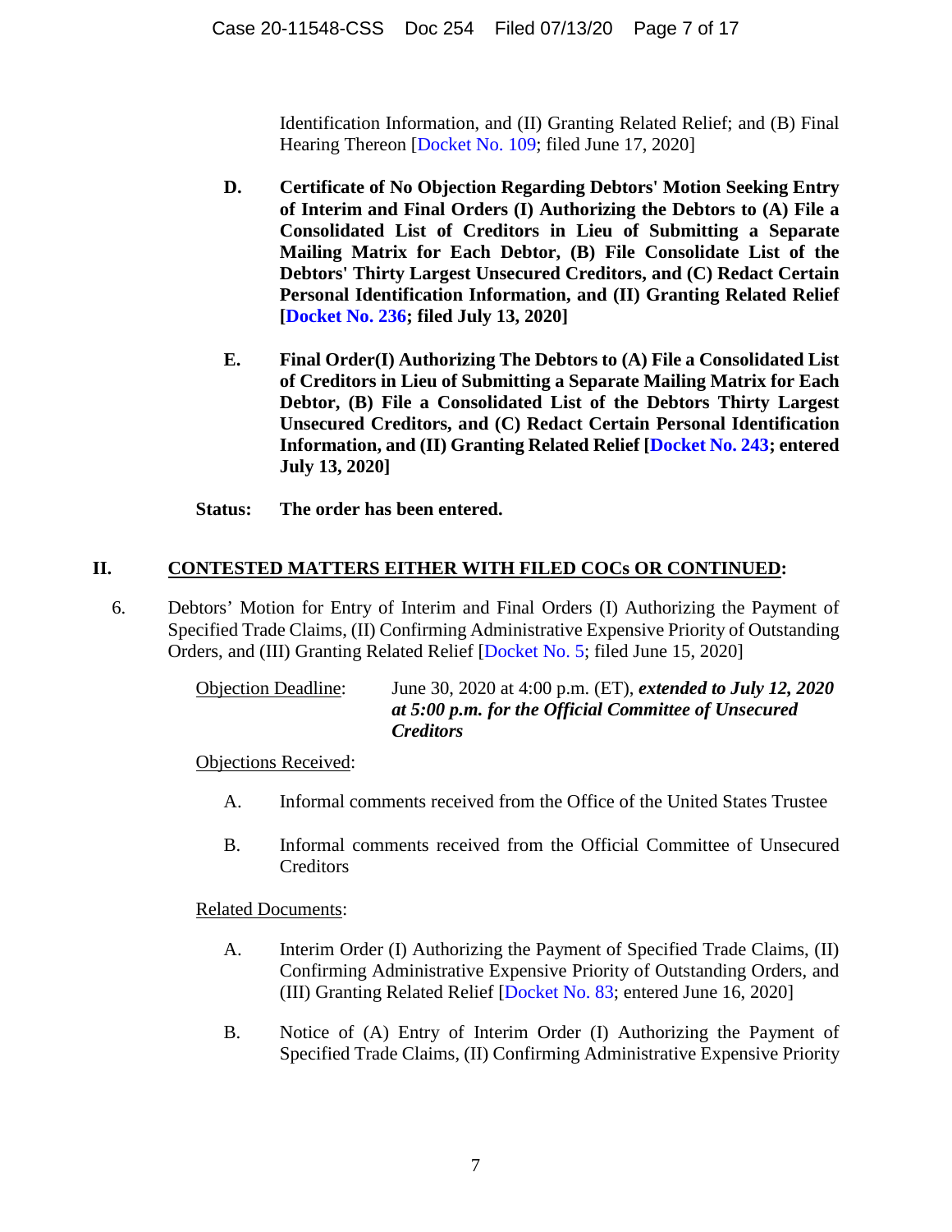Identification Information, and (II) Granting Related Relief; and (B) Final Hearing Thereon [Docket No. 109; filed June 17, 2020]

**D. Certificate of No Objection Regarding Debtors' Motion Seeking Entry of Interim and Final Orders (I) Authorizing the Debtors to (A) File a Consolidated List of Creditors in Lieu of Submitting a Separate Mailing Matrix for Each Debtor, (B) File Consolidate List of the Debtors' Thirty Largest Unsecured Creditors, and (C) Redact Certain Personal Identification Information, and (II) Granting Related Relief [Docket No. 236; filed July 13, 2020]**

**E. Final Order(I) Authorizing The Debtors to (A) File a Consolidated List of Creditors in Lieu of Submitting a Separate Mailing Matrix for Each Debtor, (B) File a Consolidated List of the Debtors Thirty Largest Unsecured Creditors, and (C) Redact Certain Personal Identification Information, and (II) Granting Related Relief [Docket No. 243; entered July 13, 2020]**

**Status: The order has been entered.**

## II. CONTESTED MATTERS EITHER WITH FILED COCs OR CONTINUED:

6. Debtors' Motion for Entry of Interim and Final Orders (I) Authorizing the Payment of Specified Trade Claims, (II) Confirming Administrative Expensive Priority of Outstanding Orders, and (III) Granting Related Relief [Docket No. 5; filed June 15, 2020]

Objection Deadline: June 30, 2020 at 4:00 p.m. (ET), ***extended to July 12, 2020 at 5:00 p.m. for the Official Committee of Unsecured Creditors***

Objections Received:

A. Informal comments received from the Office of the United States Trustee

B. Informal comments received from the Official Committee of Unsecured Creditors

Related Documents:

A. Interim Order (I) Authorizing the Payment of Specified Trade Claims, (II) Confirming Administrative Expensive Priority of Outstanding Orders, and (III) Granting Related Relief [Docket No. 83; entered June 16, 2020]

B. Notice of (A) Entry of Interim Order (I) Authorizing the Payment of Specified Trade Claims, (II) Confirming Administrative Expensive Priority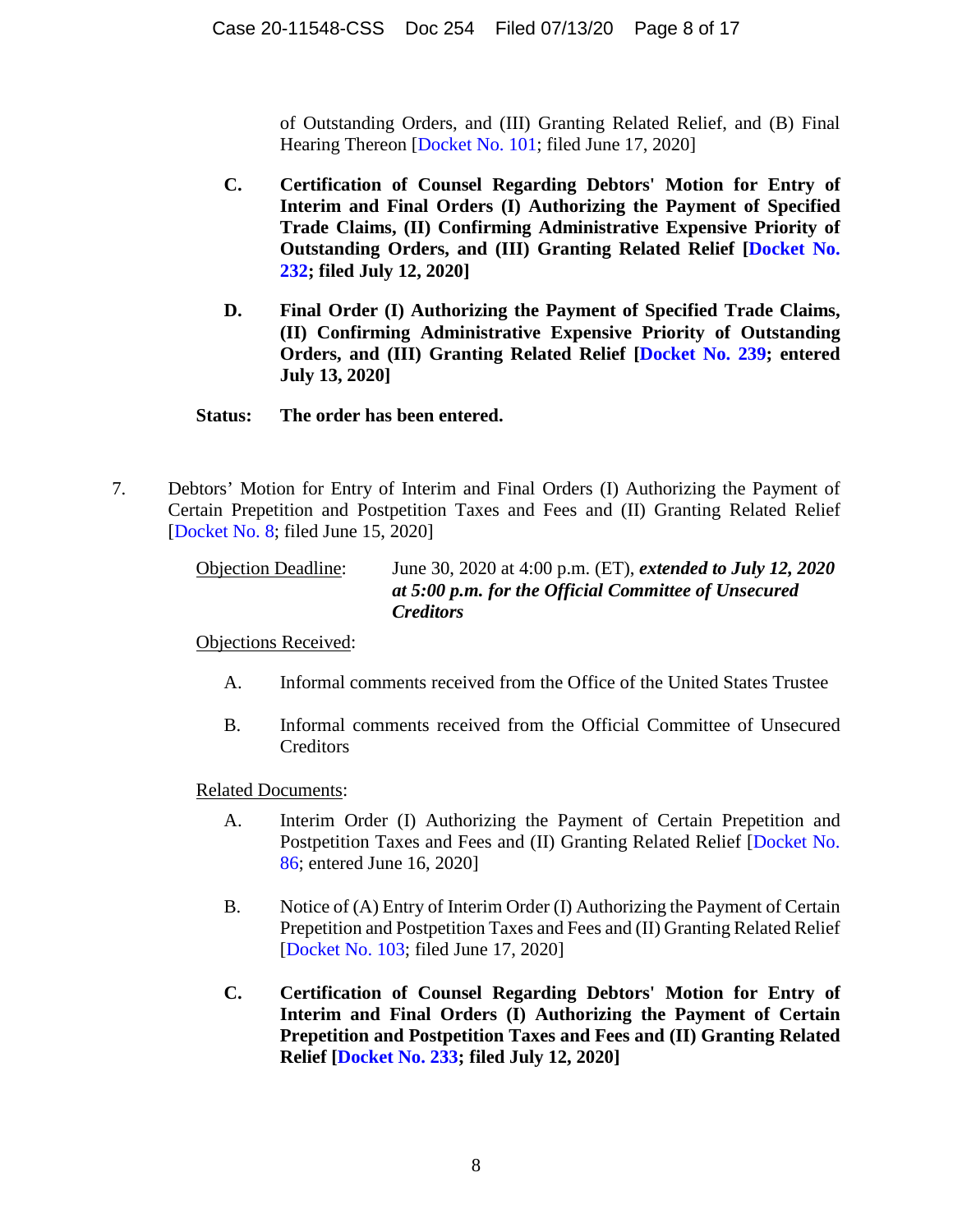of Outstanding Orders, and (III) Granting Related Relief, and (B) Final Hearing Thereon [Docket No. 101; filed June 17, 2020]

C. **Certification of Counsel Regarding Debtors' Motion for Entry of Interim and Final Orders (I) Authorizing the Payment of Specified Trade Claims, (II) Confirming Administrative Expensive Priority of Outstanding Orders, and (III) Granting Related Relief [Docket No. 232; filed July 12, 2020]**

D. **Final Order (I) Authorizing the Payment of Specified Trade Claims, (II) Confirming Administrative Expensive Priority of Outstanding Orders, and (III) Granting Related Relief [Docket No. 239; entered July 13, 2020]**

**Status: The order has been entered.**

7. Debtors' Motion for Entry of Interim and Final Orders (I) Authorizing the Payment of Certain Prepetition and Postpetition Taxes and Fees and (II) Granting Related Relief [Docket No. 8; filed June 15, 2020]

Objection Deadline: June 30, 2020 at 4:00 p.m. (ET), ***extended to July 12, 2020 at 5:00 p.m. for the Official Committee of Unsecured Creditors***

Objections Received:

A. Informal comments received from the Office of the United States Trustee

B. Informal comments received from the Official Committee of Unsecured Creditors

Related Documents:

A. Interim Order (I) Authorizing the Payment of Certain Prepetition and Postpetition Taxes and Fees and (II) Granting Related Relief [Docket No. 86; entered June 16, 2020]

B. Notice of (A) Entry of Interim Order (I) Authorizing the Payment of Certain Prepetition and Postpetition Taxes and Fees and (II) Granting Related Relief [Docket No. 103; filed June 17, 2020]

C. **Certification of Counsel Regarding Debtors' Motion for Entry of Interim and Final Orders (I) Authorizing the Payment of Certain Prepetition and Postpetition Taxes and Fees and (II) Granting Related Relief [Docket No. 233; filed July 12, 2020]**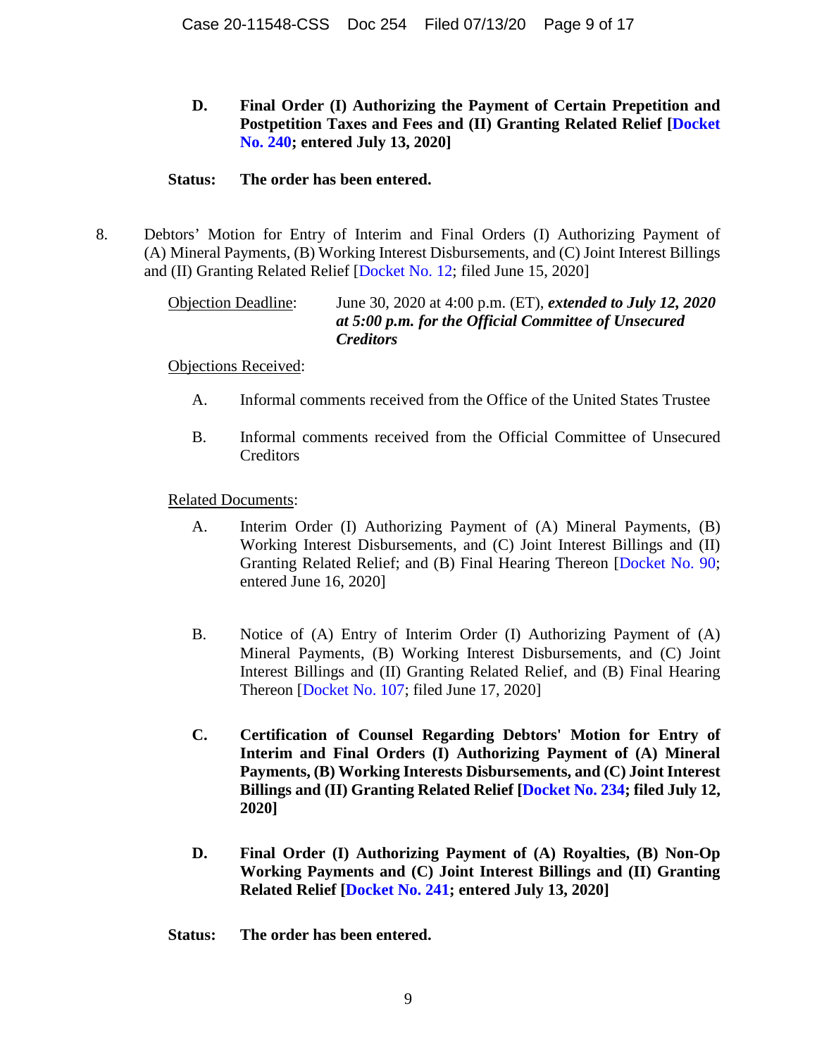**D. Final Order (I) Authorizing the Payment of Certain Prepetition and Postpetition Taxes and Fees and (II) Granting Related Relief [Docket No. 240; entered July 13, 2020]**

**Status: The order has been entered.**

8. Debtors' Motion for Entry of Interim and Final Orders (I) Authorizing Payment of (A) Mineral Payments, (B) Working Interest Disbursements, and (C) Joint Interest Billings and (II) Granting Related Relief [Docket No. 12; filed June 15, 2020]

Objection Deadline: June 30, 2020 at 4:00 p.m. (ET), ***extended to July 12, 2020 at 5:00 p.m. for the Official Committee of Unsecured Creditors***

Objections Received:

A. Informal comments received from the Office of the United States Trustee

B. Informal comments received from the Official Committee of Unsecured Creditors

Related Documents:

A. Interim Order (I) Authorizing Payment of (A) Mineral Payments, (B) Working Interest Disbursements, and (C) Joint Interest Billings and (II) Granting Related Relief; and (B) Final Hearing Thereon [Docket No. 90; entered June 16, 2020]

B. Notice of (A) Entry of Interim Order (I) Authorizing Payment of (A) Mineral Payments, (B) Working Interest Disbursements, and (C) Joint Interest Billings and (II) Granting Related Relief, and (B) Final Hearing Thereon [Docket No. 107; filed June 17, 2020]

**C. Certification of Counsel Regarding Debtors' Motion for Entry of Interim and Final Orders (I) Authorizing Payment of (A) Mineral Payments, (B) Working Interests Disbursements, and (C) Joint Interest Billings and (II) Granting Related Relief [Docket No. 234; filed July 12, 2020]**

**D. Final Order (I) Authorizing Payment of (A) Royalties, (B) Non-Op Working Payments and (C) Joint Interest Billings and (II) Granting Related Relief [Docket No. 241; entered July 13, 2020]**

**Status: The order has been entered.**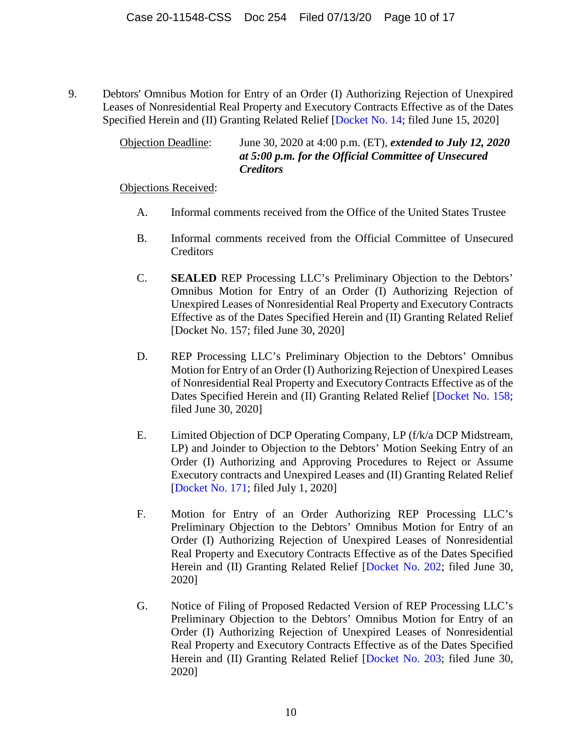9. Debtors' Omnibus Motion for Entry of an Order (I) Authorizing Rejection of Unexpired Leases of Nonresidential Real Property and Executory Contracts Effective as of the Dates Specified Herein and (II) Granting Related Relief [Docket No. 14; filed June 15, 2020]

   Objection Deadline: June 30, 2020 at 4:00 p.m. (ET), ***extended to July 12, 2020 at 5:00 p.m. for the Official Committee of Unsecured Creditors***

   Objections Received:

   A. Informal comments received from the Office of the United States Trustee

   B. Informal comments received from the Official Committee of Unsecured Creditors

   C. **SEALED** REP Processing LLC's Preliminary Objection to the Debtors' Omnibus Motion for Entry of an Order (I) Authorizing Rejection of Unexpired Leases of Nonresidential Real Property and Executory Contracts Effective as of the Dates Specified Herein and (II) Granting Related Relief [Docket No. 157; filed June 30, 2020]

   D. REP Processing LLC's Preliminary Objection to the Debtors' Omnibus Motion for Entry of an Order (I) Authorizing Rejection of Unexpired Leases of Nonresidential Real Property and Executory Contracts Effective as of the Dates Specified Herein and (II) Granting Related Relief [Docket No. 158; filed June 30, 2020]

   E. Limited Objection of DCP Operating Company, LP (f/k/a DCP Midstream, LP) and Joinder to Objection to the Debtors' Motion Seeking Entry of an Order (I) Authorizing and Approving Procedures to Reject or Assume Executory contracts and Unexpired Leases and (II) Granting Related Relief [Docket No. 171; filed July 1, 2020]

   F. Motion for Entry of an Order Authorizing REP Processing LLC's Preliminary Objection to the Debtors' Omnibus Motion for Entry of an Order (I) Authorizing Rejection of Unexpired Leases of Nonresidential Real Property and Executory Contracts Effective as of the Dates Specified Herein and (II) Granting Related Relief [Docket No. 202; filed June 30, 2020]

   G. Notice of Filing of Proposed Redacted Version of REP Processing LLC's Preliminary Objection to the Debtors' Omnibus Motion for Entry of an Order (I) Authorizing Rejection of Unexpired Leases of Nonresidential Real Property and Executory Contracts Effective as of the Dates Specified Herein and (II) Granting Related Relief [Docket No. 203; filed June 30, 2020]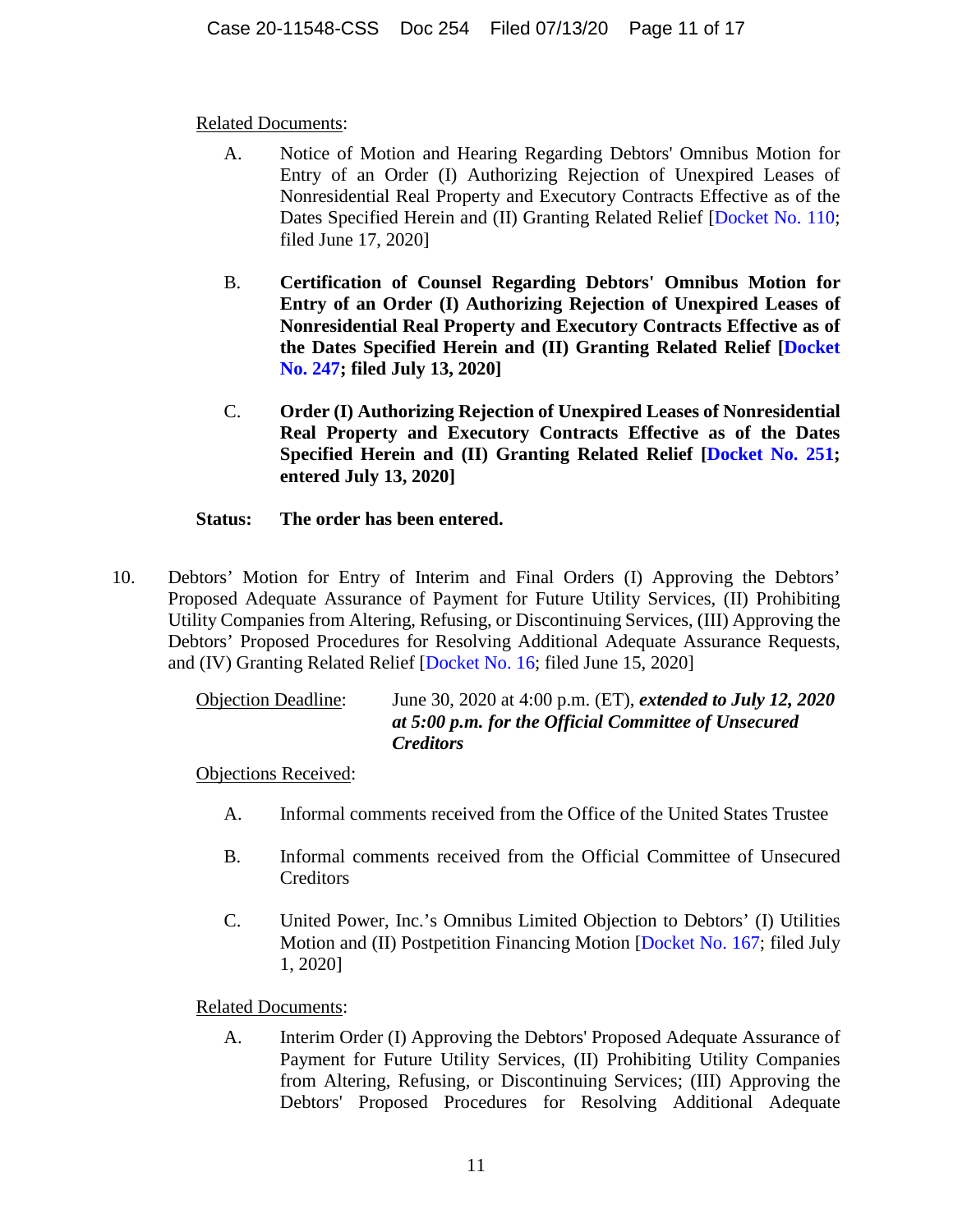Related Documents:

A. Notice of Motion and Hearing Regarding Debtors' Omnibus Motion for Entry of an Order (I) Authorizing Rejection of Unexpired Leases of Nonresidential Real Property and Executory Contracts Effective as of the Dates Specified Herein and (II) Granting Related Relief [Docket No. 110; filed June 17, 2020]

B. **Certification of Counsel Regarding Debtors' Omnibus Motion for Entry of an Order (I) Authorizing Rejection of Unexpired Leases of Nonresidential Real Property and Executory Contracts Effective as of the Dates Specified Herein and (II) Granting Related Relief [Docket No. 247; filed July 13, 2020]**

C. **Order (I) Authorizing Rejection of Unexpired Leases of Nonresidential Real Property and Executory Contracts Effective as of the Dates Specified Herein and (II) Granting Related Relief [Docket No. 251; entered July 13, 2020]**

**Status: The order has been entered.**

10. Debtors' Motion for Entry of Interim and Final Orders (I) Approving the Debtors' Proposed Adequate Assurance of Payment for Future Utility Services, (II) Prohibiting Utility Companies from Altering, Refusing, or Discontinuing Services, (III) Approving the Debtors' Proposed Procedures for Resolving Additional Adequate Assurance Requests, and (IV) Granting Related Relief [Docket No. 16; filed June 15, 2020]

Objection Deadline: June 30, 2020 at 4:00 p.m. (ET), ***extended to July 12, 2020 at 5:00 p.m. for the Official Committee of Unsecured Creditors***

Objections Received:

A. Informal comments received from the Office of the United States Trustee

B. Informal comments received from the Official Committee of Unsecured Creditors

C. United Power, Inc.'s Omnibus Limited Objection to Debtors' (I) Utilities Motion and (II) Postpetition Financing Motion [Docket No. 167; filed July 1, 2020]

Related Documents:

A. Interim Order (I) Approving the Debtors' Proposed Adequate Assurance of Payment for Future Utility Services, (II) Prohibiting Utility Companies from Altering, Refusing, or Discontinuing Services; (III) Approving the Debtors' Proposed Procedures for Resolving Additional Adequate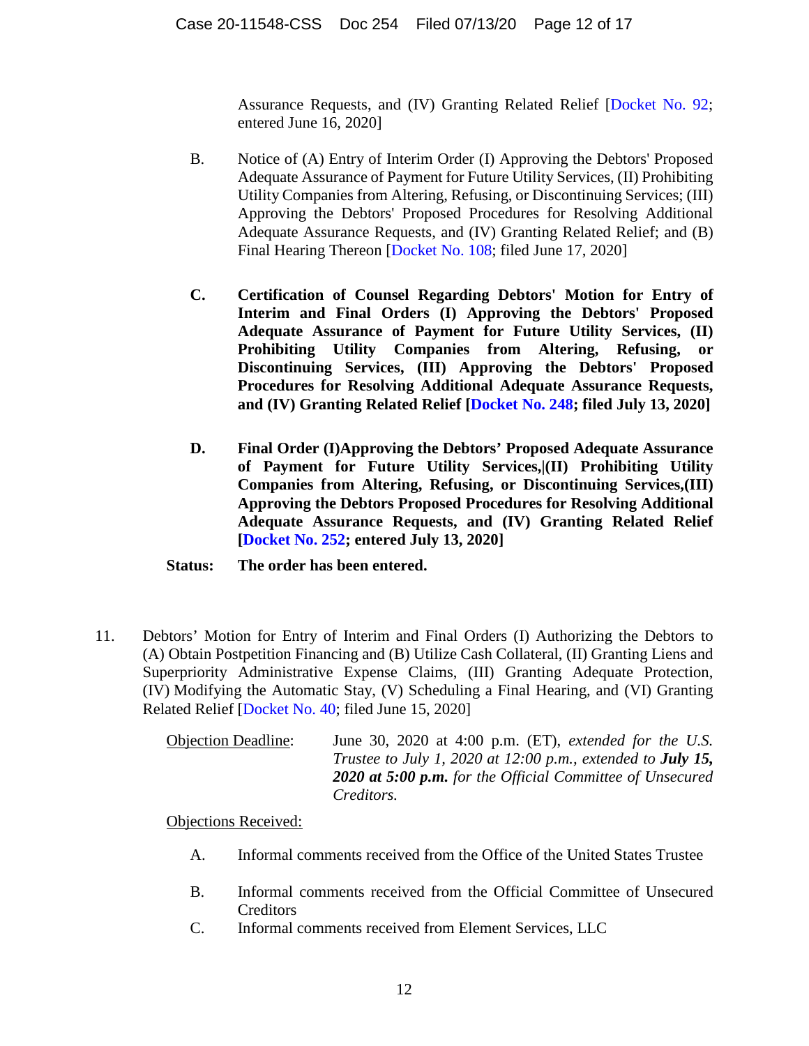Assurance Requests, and (IV) Granting Related Relief [Docket No. 92; entered June 16, 2020]

B. Notice of (A) Entry of Interim Order (I) Approving the Debtors' Proposed Adequate Assurance of Payment for Future Utility Services, (II) Prohibiting Utility Companies from Altering, Refusing, or Discontinuing Services; (III) Approving the Debtors' Proposed Procedures for Resolving Additional Adequate Assurance Requests, and (IV) Granting Related Relief; and (B) Final Hearing Thereon [Docket No. 108; filed June 17, 2020]

**C. Certification of Counsel Regarding Debtors' Motion for Entry of Interim and Final Orders (I) Approving the Debtors' Proposed Adequate Assurance of Payment for Future Utility Services, (II) Prohibiting Utility Companies from Altering, Refusing, or Discontinuing Services, (III) Approving the Debtors' Proposed Procedures for Resolving Additional Adequate Assurance Requests, and (IV) Granting Related Relief [Docket No. 248; filed July 13, 2020]**

**D. Final Order (I)Approving the Debtors' Proposed Adequate Assurance of Payment for Future Utility Services,|(II) Prohibiting Utility Companies from Altering, Refusing, or Discontinuing Services,(III) Approving the Debtors Proposed Procedures for Resolving Additional Adequate Assurance Requests, and (IV) Granting Related Relief [Docket No. 252; entered July 13, 2020]**

**Status: The order has been entered.**

11. Debtors' Motion for Entry of Interim and Final Orders (I) Authorizing the Debtors to (A) Obtain Postpetition Financing and (B) Utilize Cash Collateral, (II) Granting Liens and Superpriority Administrative Expense Claims, (III) Granting Adequate Protection, (IV) Modifying the Automatic Stay, (V) Scheduling a Final Hearing, and (VI) Granting Related Relief [Docket No. 40; filed June 15, 2020]

Objection Deadline: June 30, 2020 at 4:00 p.m. (ET), *extended for the U.S. Trustee to July 1, 2020 at 12:00 p.m., extended to* ***July 15, 2020 at 5:00 p.m.*** *for the Official Committee of Unsecured Creditors.*

Objections Received:

A. Informal comments received from the Office of the United States Trustee

B. Informal comments received from the Official Committee of Unsecured Creditors

C. Informal comments received from Element Services, LLC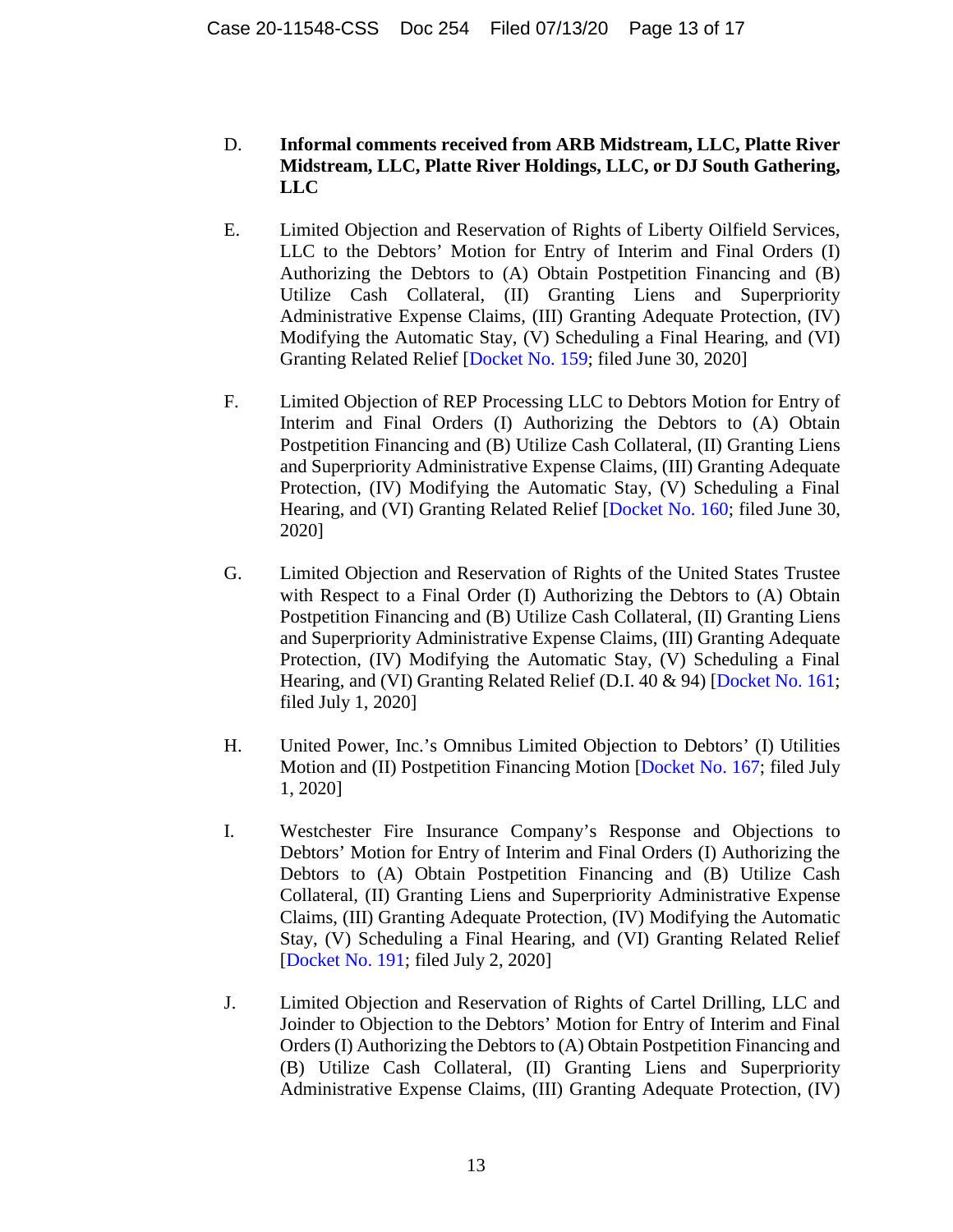D. **Informal comments received from ARB Midstream, LLC, Platte River Midstream, LLC, Platte River Holdings, LLC, or DJ South Gathering, LLC**

E. Limited Objection and Reservation of Rights of Liberty Oilfield Services, LLC to the Debtors' Motion for Entry of Interim and Final Orders (I) Authorizing the Debtors to (A) Obtain Postpetition Financing and (B) Utilize Cash Collateral, (II) Granting Liens and Superpriority Administrative Expense Claims, (III) Granting Adequate Protection, (IV) Modifying the Automatic Stay, (V) Scheduling a Final Hearing, and (VI) Granting Related Relief [Docket No. 159; filed June 30, 2020]

F. Limited Objection of REP Processing LLC to Debtors Motion for Entry of Interim and Final Orders (I) Authorizing the Debtors to (A) Obtain Postpetition Financing and (B) Utilize Cash Collateral, (II) Granting Liens and Superpriority Administrative Expense Claims, (III) Granting Adequate Protection, (IV) Modifying the Automatic Stay, (V) Scheduling a Final Hearing, and (VI) Granting Related Relief [Docket No. 160; filed June 30, 2020]

G. Limited Objection and Reservation of Rights of the United States Trustee with Respect to a Final Order (I) Authorizing the Debtors to (A) Obtain Postpetition Financing and (B) Utilize Cash Collateral, (II) Granting Liens and Superpriority Administrative Expense Claims, (III) Granting Adequate Protection, (IV) Modifying the Automatic Stay, (V) Scheduling a Final Hearing, and (VI) Granting Related Relief (D.I. 40 & 94) [Docket No. 161; filed July 1, 2020]

H. United Power, Inc.'s Omnibus Limited Objection to Debtors' (I) Utilities Motion and (II) Postpetition Financing Motion [Docket No. 167; filed July 1, 2020]

I. Westchester Fire Insurance Company's Response and Objections to Debtors' Motion for Entry of Interim and Final Orders (I) Authorizing the Debtors to (A) Obtain Postpetition Financing and (B) Utilize Cash Collateral, (II) Granting Liens and Superpriority Administrative Expense Claims, (III) Granting Adequate Protection, (IV) Modifying the Automatic Stay, (V) Scheduling a Final Hearing, and (VI) Granting Related Relief [Docket No. 191; filed July 2, 2020]

J. Limited Objection and Reservation of Rights of Cartel Drilling, LLC and Joinder to Objection to the Debtors' Motion for Entry of Interim and Final Orders (I) Authorizing the Debtors to (A) Obtain Postpetition Financing and (B) Utilize Cash Collateral, (II) Granting Liens and Superpriority Administrative Expense Claims, (III) Granting Adequate Protection, (IV)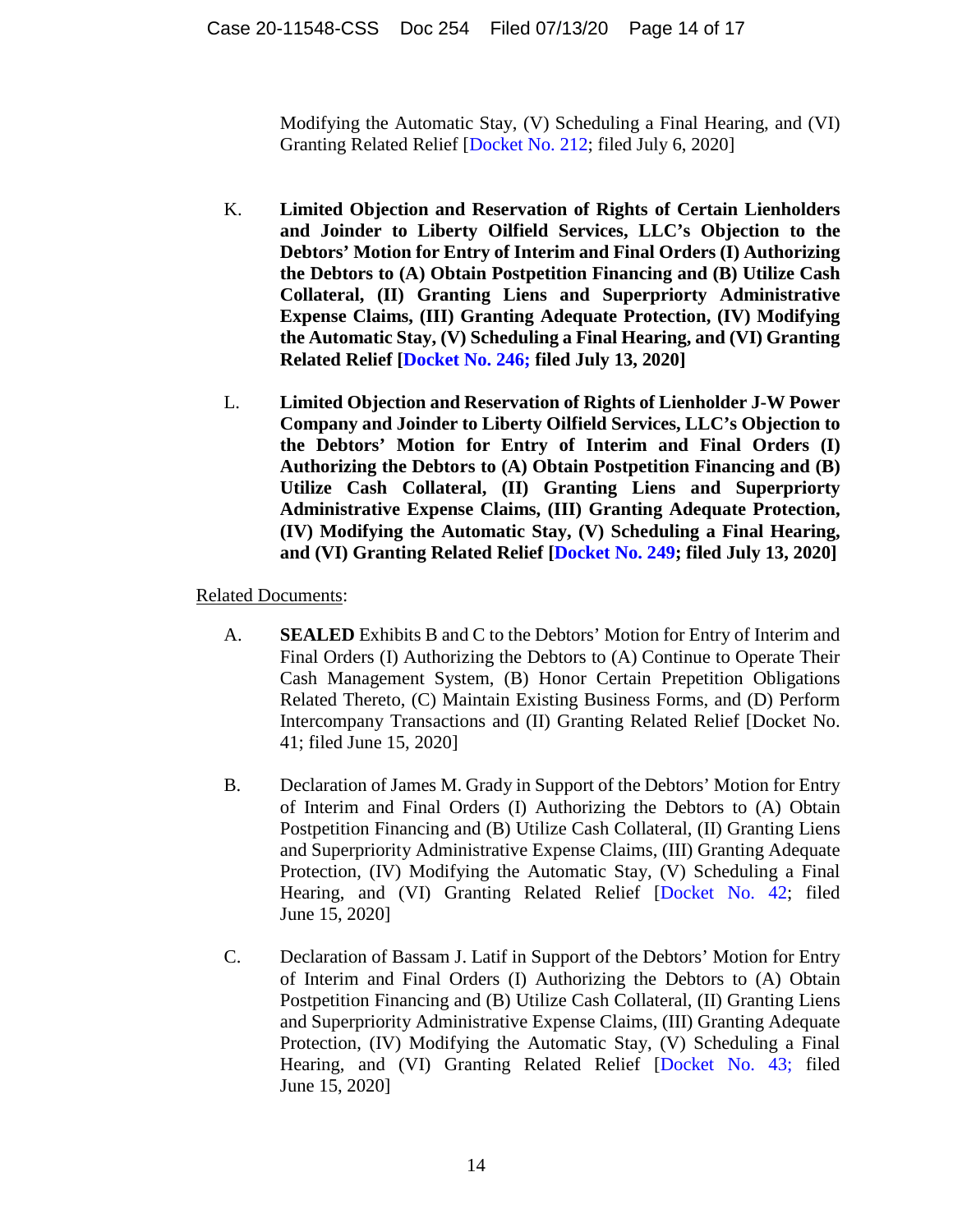Modifying the Automatic Stay, (V) Scheduling a Final Hearing, and (VI) Granting Related Relief [Docket No. 212; filed July 6, 2020]

K. **Limited Objection and Reservation of Rights of Certain Lienholders and Joinder to Liberty Oilfield Services, LLC's Objection to the Debtors' Motion for Entry of Interim and Final Orders (I) Authorizing the Debtors to (A) Obtain Postpetition Financing and (B) Utilize Cash Collateral, (II) Granting Liens and Superpriorty Administrative Expense Claims, (III) Granting Adequate Protection, (IV) Modifying the Automatic Stay, (V) Scheduling a Final Hearing, and (VI) Granting Related Relief [Docket No. 246; filed July 13, 2020]**

L. **Limited Objection and Reservation of Rights of Lienholder J-W Power Company and Joinder to Liberty Oilfield Services, LLC's Objection to the Debtors' Motion for Entry of Interim and Final Orders (I) Authorizing the Debtors to (A) Obtain Postpetition Financing and (B) Utilize Cash Collateral, (II) Granting Liens and Superpriorty Administrative Expense Claims, (III) Granting Adequate Protection, (IV) Modifying the Automatic Stay, (V) Scheduling a Final Hearing, and (VI) Granting Related Relief [Docket No. 249; filed July 13, 2020]**

Related Documents:

A. **SEALED** Exhibits B and C to the Debtors' Motion for Entry of Interim and Final Orders (I) Authorizing the Debtors to (A) Continue to Operate Their Cash Management System, (B) Honor Certain Prepetition Obligations Related Thereto, (C) Maintain Existing Business Forms, and (D) Perform Intercompany Transactions and (II) Granting Related Relief [Docket No. 41; filed June 15, 2020]

B. Declaration of James M. Grady in Support of the Debtors' Motion for Entry of Interim and Final Orders (I) Authorizing the Debtors to (A) Obtain Postpetition Financing and (B) Utilize Cash Collateral, (II) Granting Liens and Superpriority Administrative Expense Claims, (III) Granting Adequate Protection, (IV) Modifying the Automatic Stay, (V) Scheduling a Final Hearing, and (VI) Granting Related Relief [Docket No. 42; filed June 15, 2020]

C. Declaration of Bassam J. Latif in Support of the Debtors' Motion for Entry of Interim and Final Orders (I) Authorizing the Debtors to (A) Obtain Postpetition Financing and (B) Utilize Cash Collateral, (II) Granting Liens and Superpriority Administrative Expense Claims, (III) Granting Adequate Protection, (IV) Modifying the Automatic Stay, (V) Scheduling a Final Hearing, and (VI) Granting Related Relief [Docket No. 43; filed June 15, 2020]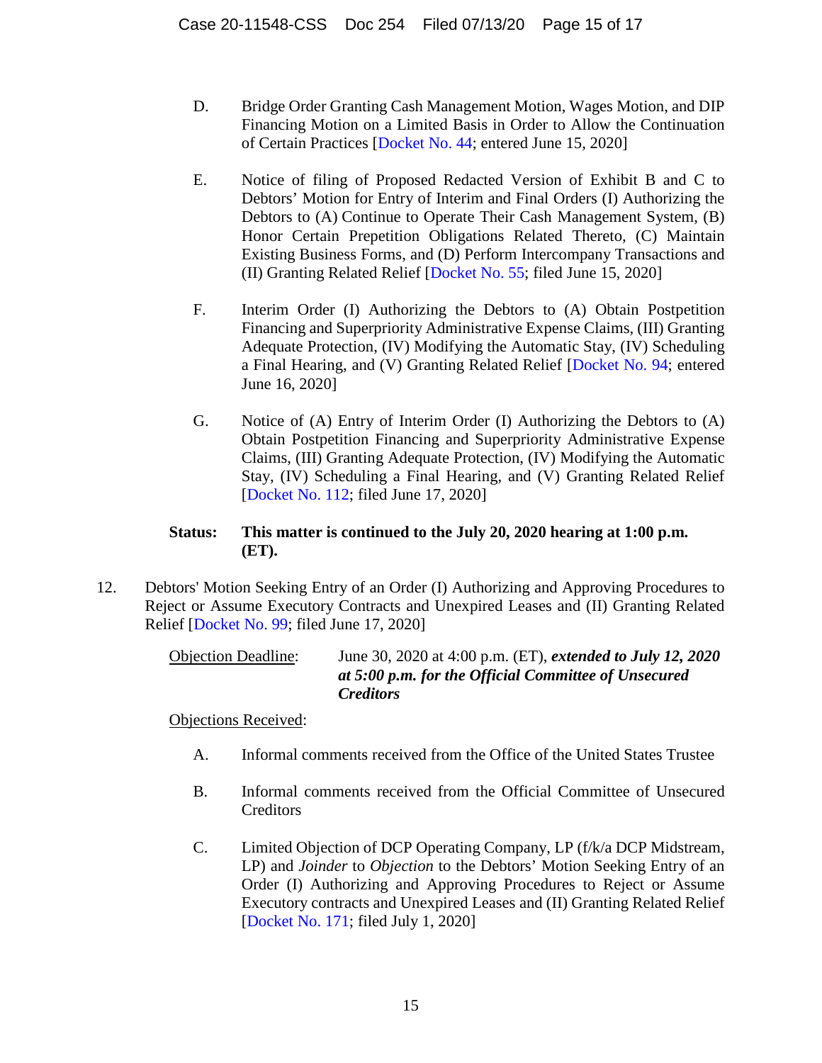D. Bridge Order Granting Cash Management Motion, Wages Motion, and DIP Financing Motion on a Limited Basis in Order to Allow the Continuation of Certain Practices [Docket No. 44; entered June 15, 2020]

E. Notice of filing of Proposed Redacted Version of Exhibit B and C to Debtors' Motion for Entry of Interim and Final Orders (I) Authorizing the Debtors to (A) Continue to Operate Their Cash Management System, (B) Honor Certain Prepetition Obligations Related Thereto, (C) Maintain Existing Business Forms, and (D) Perform Intercompany Transactions and (II) Granting Related Relief [Docket No. 55; filed June 15, 2020]

F. Interim Order (I) Authorizing the Debtors to (A) Obtain Postpetition Financing and Superpriority Administrative Expense Claims, (III) Granting Adequate Protection, (IV) Modifying the Automatic Stay, (IV) Scheduling a Final Hearing, and (V) Granting Related Relief [Docket No. 94; entered June 16, 2020]

G. Notice of (A) Entry of Interim Order (I) Authorizing the Debtors to (A) Obtain Postpetition Financing and Superpriority Administrative Expense Claims, (III) Granting Adequate Protection, (IV) Modifying the Automatic Stay, (IV) Scheduling a Final Hearing, and (V) Granting Related Relief [Docket No. 112; filed June 17, 2020]

**Status: This matter is continued to the July 20, 2020 hearing at 1:00 p.m. (ET).**

12. Debtors' Motion Seeking Entry of an Order (I) Authorizing and Approving Procedures to Reject or Assume Executory Contracts and Unexpired Leases and (II) Granting Related Relief [Docket No. 99; filed June 17, 2020]

<u>Objection Deadline</u>: June 30, 2020 at 4:00 p.m. (ET), ***extended to July 12, 2020 at 5:00 p.m. for the Official Committee of Unsecured Creditors***

<u>Objections Received</u>:

A. Informal comments received from the Office of the United States Trustee

B. Informal comments received from the Official Committee of Unsecured Creditors

C. Limited Objection of DCP Operating Company, LP (f/k/a DCP Midstream, LP) and *Joinder* to *Objection* to the Debtors' Motion Seeking Entry of an Order (I) Authorizing and Approving Procedures to Reject or Assume Executory contracts and Unexpired Leases and (II) Granting Related Relief [Docket No. 171; filed July 1, 2020]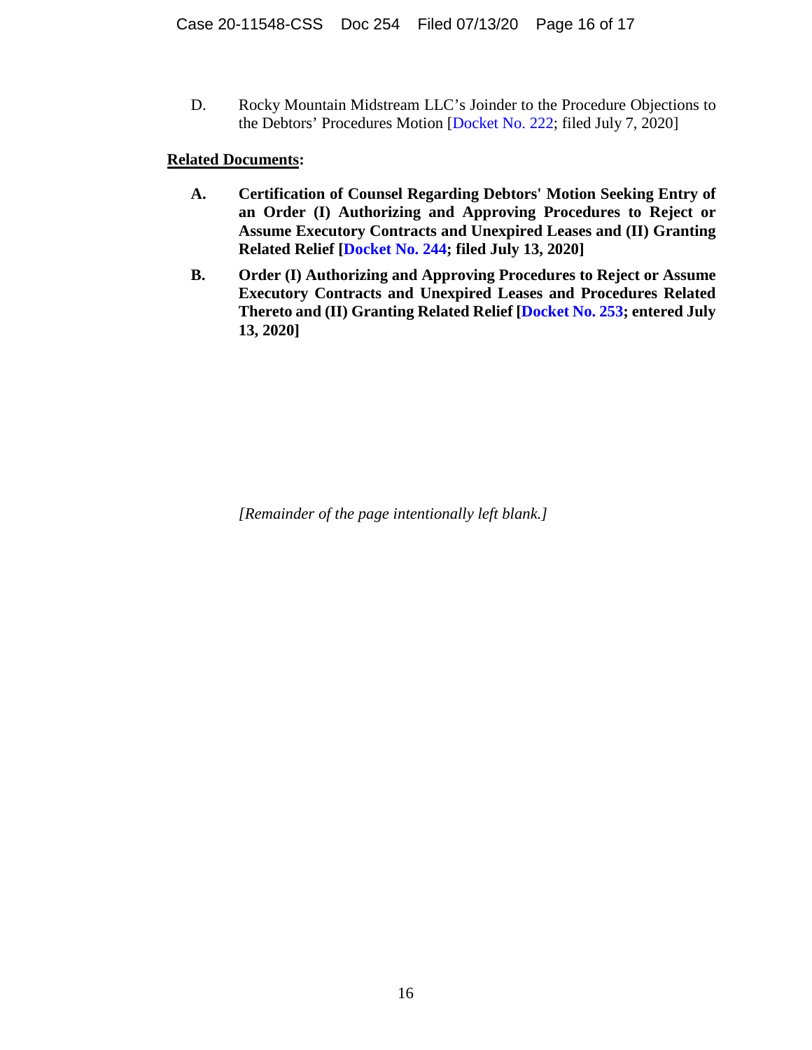D. Rocky Mountain Midstream LLC's Joinder to the Procedure Objections to the Debtors' Procedures Motion [Docket No. 222; filed July 7, 2020]

**Related Documents:**

**A. Certification of Counsel Regarding Debtors' Motion Seeking Entry of an Order (I) Authorizing and Approving Procedures to Reject or Assume Executory Contracts and Unexpired Leases and (II) Granting Related Relief [Docket No. 244; filed July 13, 2020]**

**B. Order (I) Authorizing and Approving Procedures to Reject or Assume Executory Contracts and Unexpired Leases and Procedures Related Thereto and (II) Granting Related Relief [Docket No. 253; entered July 13, 2020]**

*[Remainder of the page intentionally left blank.]*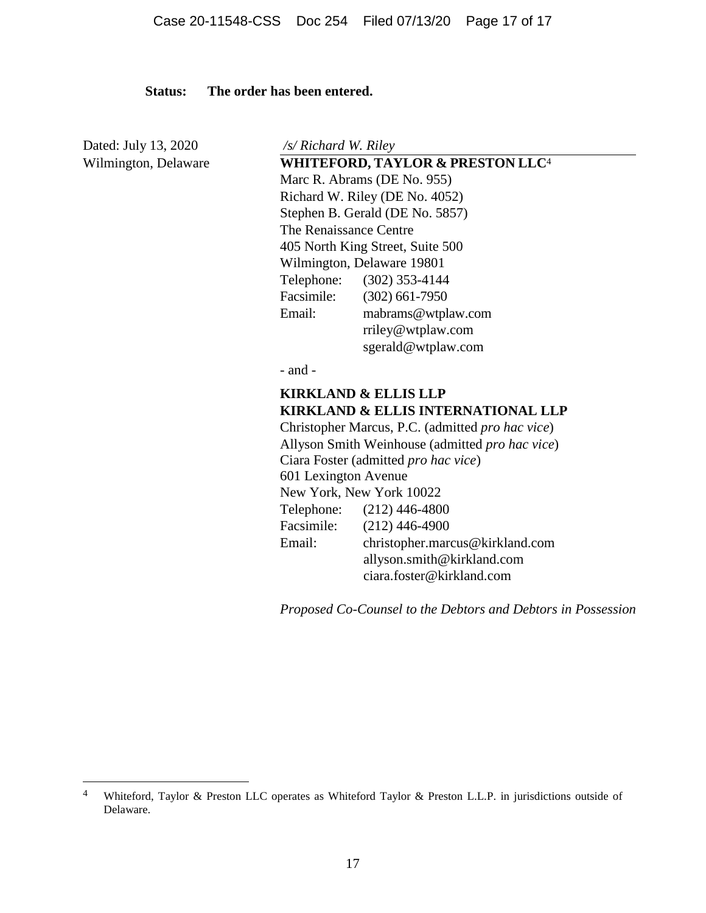**Status:** **The order has been entered.**

Dated: July 13, 2020
Wilmington, Delaware

*/s/ Richard W. Riley*

**WHITEFORD, TAYLOR & PRESTON LLC**[4]
Marc R. Abrams (DE No. 955)
Richard W. Riley (DE No. 4052)
Stephen B. Gerald (DE No. 5857)
The Renaissance Centre
405 North King Street, Suite 500
Wilmington, Delaware 19801
Telephone: (302) 353-4144
Facsimile: (302) 661-7950
Email: mabrams@wtplaw.com
rriley@wtplaw.com
sgerald@wtplaw.com

\- and -

**KIRKLAND & ELLIS LLP**
**KIRKLAND & ELLIS INTERNATIONAL LLP**
Christopher Marcus, P.C. (admitted *pro hac vice*)
Allyson Smith Weinhouse (admitted *pro hac vice*)
Ciara Foster (admitted *pro hac vice*)
601 Lexington Avenue
New York, New York 10022
Telephone: (212) 446-4800
Facsimile: (212) 446-4900
Email: christopher.marcus@kirkland.com
allyson.smith@kirkland.com
ciara.foster@kirkland.com

*Proposed Co-Counsel to the Debtors and Debtors in Possession*

---

[4] Whiteford, Taylor & Preston LLC operates as Whiteford Taylor & Preston L.L.P. in jurisdictions outside of Delaware.